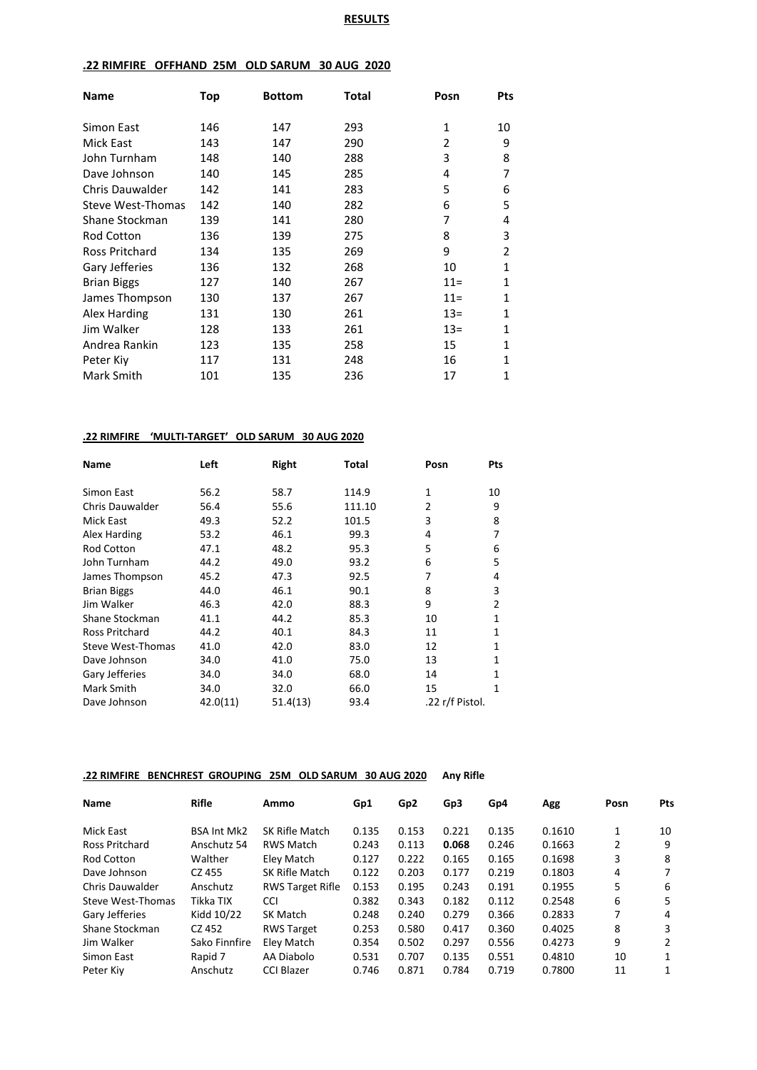# RESULTS

## .22 RIMFIRE OFFHAND 25M OLD SARUM 30 AUG 2020

| Name | Top | Bottom | Total | Posn | Pts |
|---|---|---|---|---|---|
| Simon East | 146 | 147 | 293 | 1 | 10 |
| Mick East | 143 | 147 | 290 | 2 | 9 |
| John Turnham | 148 | 140 | 288 | 3 | 8 |
| Dave Johnson | 140 | 145 | 285 | 4 | 7 |
| Chris Dauwalder | 142 | 141 | 283 | 5 | 6 |
| Steve West-Thomas | 142 | 140 | 282 | 6 | 5 |
| Shane Stockman | 139 | 141 | 280 | 7 | 4 |
| Rod Cotton | 136 | 139 | 275 | 8 | 3 |
| Ross Pritchard | 134 | 135 | 269 | 9 | 2 |
| Gary Jefferies | 136 | 132 | 268 | 10 | 1 |
| Brian Biggs | 127 | 140 | 267 | 11= | 1 |
| James Thompson | 130 | 137 | 267 | 11= | 1 |
| Alex Harding | 131 | 130 | 261 | 13= | 1 |
| Jim Walker | 128 | 133 | 261 | 13= | 1 |
| Andrea Rankin | 123 | 135 | 258 | 15 | 1 |
| Peter Kiy | 117 | 131 | 248 | 16 | 1 |
| Mark Smith | 101 | 135 | 236 | 17 | 1 |

## .22 RIMFIRE 'MULTI-TARGET' OLD SARUM 30 AUG 2020

| Name | Left | Right | Total | Posn | Pts |
|---|---|---|---|---|---|
| Simon East | 56.2 | 58.7 | 114.9 | 1 | 10 |
| Chris Dauwalder | 56.4 | 55.6 | 111.10 | 2 | 9 |
| Mick East | 49.3 | 52.2 | 101.5 | 3 | 8 |
| Alex Harding | 53.2 | 46.1 | 99.3 | 4 | 7 |
| Rod Cotton | 47.1 | 48.2 | 95.3 | 5 | 6 |
| John Turnham | 44.2 | 49.0 | 93.2 | 6 | 5 |
| James Thompson | 45.2 | 47.3 | 92.5 | 7 | 4 |
| Brian Biggs | 44.0 | 46.1 | 90.1 | 8 | 3 |
| Jim Walker | 46.3 | 42.0 | 88.3 | 9 | 2 |
| Shane Stockman | 41.1 | 44.2 | 85.3 | 10 | 1 |
| Ross Pritchard | 44.2 | 40.1 | 84.3 | 11 | 1 |
| Steve West-Thomas | 41.0 | 42.0 | 83.0 | 12 | 1 |
| Dave Johnson | 34.0 | 41.0 | 75.0 | 13 | 1 |
| Gary Jefferies | 34.0 | 34.0 | 68.0 | 14 | 1 |
| Mark Smith | 34.0 | 32.0 | 66.0 | 15 | 1 |
| Dave Johnson | 42.0(11) | 51.4(13) | 93.4 | .22 r/f Pistol. | |

## .22 RIMFIRE BENCHREST GROUPING 25M OLD SARUM 30 AUG 2020 Any Rifle

| Name | Rifle | Ammo | Gp1 | Gp2 | Gp3 | Gp4 | Agg | Posn | Pts |
|---|---|---|---|---|---|---|---|---|---|
| Mick East | BSA Int Mk2 | SK Rifle Match | 0.135 | 0.153 | 0.221 | 0.135 | 0.1610 | 1 | 10 |
| Ross Pritchard | Anschutz 54 | RWS Match | 0.243 | 0.113 | **0.068** | 0.246 | 0.1663 | 2 | 9 |
| Rod Cotton | Walther | Eley Match | 0.127 | 0.222 | 0.165 | 0.165 | 0.1698 | 3 | 8 |
| Dave Johnson | CZ 455 | SK Rifle Match | 0.122 | 0.203 | 0.177 | 0.219 | 0.1803 | 4 | 7 |
| Chris Dauwalder | Anschutz | RWS Target Rifle | 0.153 | 0.195 | 0.243 | 0.191 | 0.1955 | 5 | 6 |
| Steve West-Thomas | Tikka TIX | CCI | 0.382 | 0.343 | 0.182 | 0.112 | 0.2548 | 6 | 5 |
| Gary Jefferies | Kidd 10/22 | SK Match | 0.248 | 0.240 | 0.279 | 0.366 | 0.2833 | 7 | 4 |
| Shane Stockman | CZ 452 | RWS Target | 0.253 | 0.580 | 0.417 | 0.360 | 0.4025 | 8 | 3 |
| Jim Walker | Sako Finnfire | Eley Match | 0.354 | 0.502 | 0.297 | 0.556 | 0.4273 | 9 | 2 |
| Simon East | Rapid 7 | AA Diabolo | 0.531 | 0.707 | 0.135 | 0.551 | 0.4810 | 10 | 1 |
| Peter Kiy | Anschutz | CCI Blazer | 0.746 | 0.871 | 0.784 | 0.719 | 0.7800 | 11 | 1 |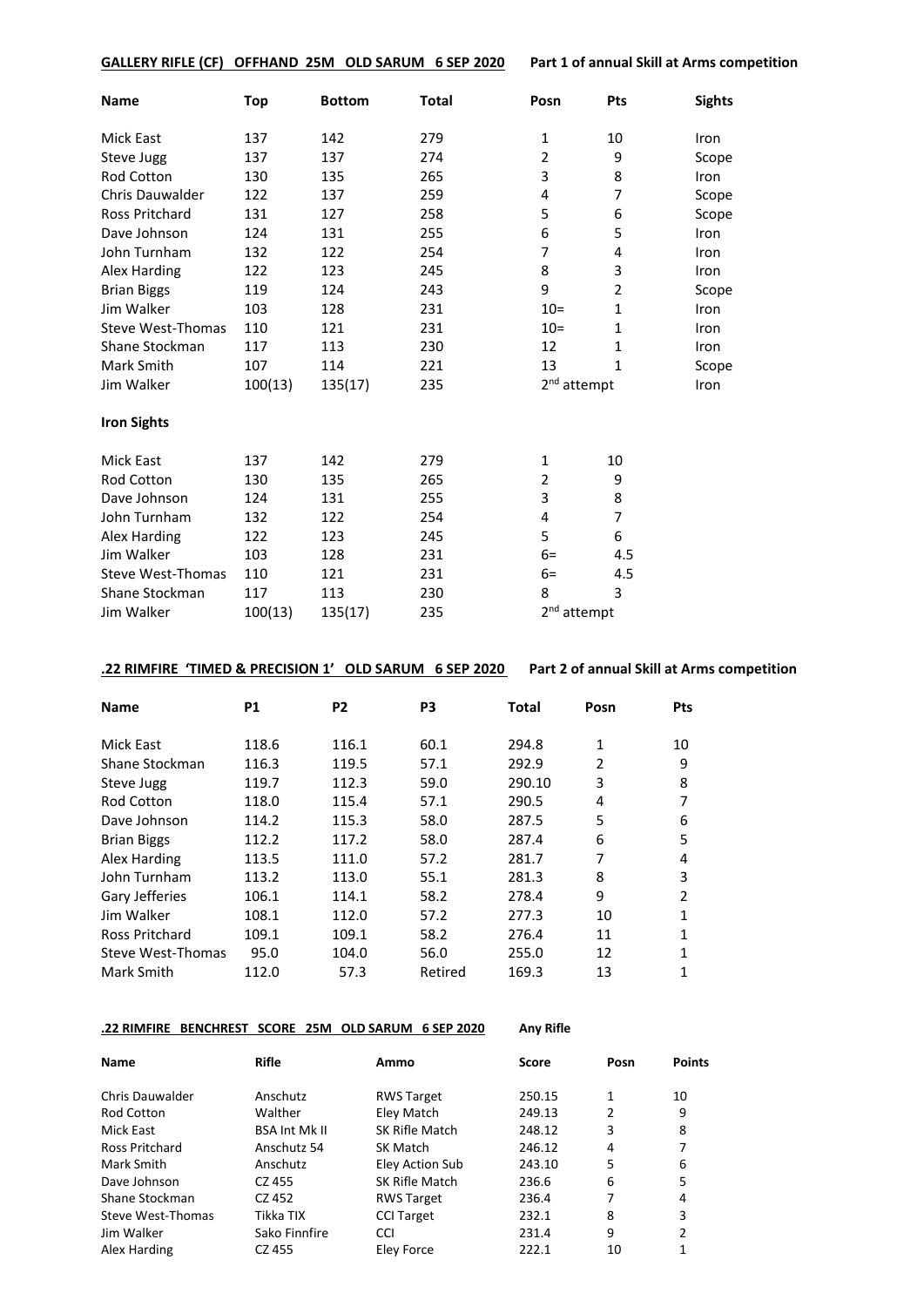**GALLERY RIFLE (CF) OFFHAND 25M OLD SARUM 6 SEP 2020** **Part 1 of annual Skill at Arms competition**

| Name | Top | Bottom | Total | Posn | Pts | Sights |
|---|---|---|---|---|---|---|
| Mick East | 137 | 142 | 279 | 1 | 10 | Iron |
| Steve Jugg | 137 | 137 | 274 | 2 | 9 | Scope |
| Rod Cotton | 130 | 135 | 265 | 3 | 8 | Iron |
| Chris Dauwalder | 122 | 137 | 259 | 4 | 7 | Scope |
| Ross Pritchard | 131 | 127 | 258 | 5 | 6 | Scope |
| Dave Johnson | 124 | 131 | 255 | 6 | 5 | Iron |
| John Turnham | 132 | 122 | 254 | 7 | 4 | Iron |
| Alex Harding | 122 | 123 | 245 | 8 | 3 | Iron |
| Brian Biggs | 119 | 124 | 243 | 9 | 2 | Scope |
| Jim Walker | 103 | 128 | 231 | 10= | 1 | Iron |
| Steve West-Thomas | 110 | 121 | 231 | 10= | 1 | Iron |
| Shane Stockman | 117 | 113 | 230 | 12 | 1 | Iron |
| Mark Smith | 107 | 114 | 221 | 13 | 1 | Scope |
| Jim Walker | 100(13) | 135(17) | 235 | 2nd attempt | | Iron |

**Iron Sights**

| Name | Top | Bottom | Total | Posn | Pts |
|---|---|---|---|---|---|
| Mick East | 137 | 142 | 279 | 1 | 10 |
| Rod Cotton | 130 | 135 | 265 | 2 | 9 |
| Dave Johnson | 124 | 131 | 255 | 3 | 8 |
| John Turnham | 132 | 122 | 254 | 4 | 7 |
| Alex Harding | 122 | 123 | 245 | 5 | 6 |
| Jim Walker | 103 | 128 | 231 | 6= | 4.5 |
| Steve West-Thomas | 110 | 121 | 231 | 6= | 4.5 |
| Shane Stockman | 117 | 113 | 230 | 8 | 3 |
| Jim Walker | 100(13) | 135(17) | 235 | 2nd attempt | |

**.22 RIMFIRE 'TIMED & PRECISION 1' OLD SARUM 6 SEP 2020** **Part 2 of annual Skill at Arms competition**

| Name | P1 | P2 | P3 | Total | Posn | Pts |
|---|---|---|---|---|---|---|
| Mick East | 118.6 | 116.1 | 60.1 | 294.8 | 1 | 10 |
| Shane Stockman | 116.3 | 119.5 | 57.1 | 292.9 | 2 | 9 |
| Steve Jugg | 119.7 | 112.3 | 59.0 | 290.10 | 3 | 8 |
| Rod Cotton | 118.0 | 115.4 | 57.1 | 290.5 | 4 | 7 |
| Dave Johnson | 114.2 | 115.3 | 58.0 | 287.5 | 5 | 6 |
| Brian Biggs | 112.2 | 117.2 | 58.0 | 287.4 | 6 | 5 |
| Alex Harding | 113.5 | 111.0 | 57.2 | 281.7 | 7 | 4 |
| John Turnham | 113.2 | 113.0 | 55.1 | 281.3 | 8 | 3 |
| Gary Jefferies | 106.1 | 114.1 | 58.2 | 278.4 | 9 | 2 |
| Jim Walker | 108.1 | 112.0 | 57.2 | 277.3 | 10 | 1 |
| Ross Pritchard | 109.1 | 109.1 | 58.2 | 276.4 | 11 | 1 |
| Steve West-Thomas | 95.0 | 104.0 | 56.0 | 255.0 | 12 | 1 |
| Mark Smith | 112.0 | 57.3 | Retired | 169.3 | 13 | 1 |

**.22 RIMFIRE BENCHREST SCORE 25M OLD SARUM 6 SEP 2020** **Any Rifle**

| Name | Rifle | Ammo | Score | Posn | Points |
|---|---|---|---|---|---|
| Chris Dauwalder | Anschutz | RWS Target | 250.15 | 1 | 10 |
| Rod Cotton | Walther | Eley Match | 249.13 | 2 | 9 |
| Mick East | BSA Int Mk II | SK Rifle Match | 248.12 | 3 | 8 |
| Ross Pritchard | Anschutz 54 | SK Match | 246.12 | 4 | 7 |
| Mark Smith | Anschutz | Eley Action Sub | 243.10 | 5 | 6 |
| Dave Johnson | CZ 455 | SK Rifle Match | 236.6 | 6 | 5 |
| Shane Stockman | CZ 452 | RWS Target | 236.4 | 7 | 4 |
| Steve West-Thomas | Tikka TIX | CCI Target | 232.1 | 8 | 3 |
| Jim Walker | Sako Finnfire | CCI | 231.4 | 9 | 2 |
| Alex Harding | CZ 455 | Eley Force | 222.1 | 10 | 1 |